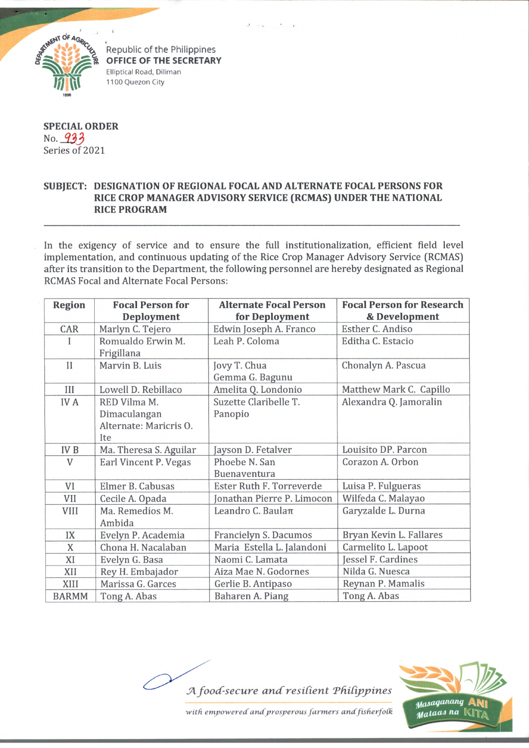Republic of the Philippines
**OFFICE OF THE SECRETARY**
Elliptical Road, Diliman
1100 Quezon City

**SPECIAL ORDER**
No. 933
Series of 2021

**SUBJECT: DESIGNATION OF REGIONAL FOCAL AND ALTERNATE FOCAL PERSONS FOR RICE CROP MANAGER ADVISORY SERVICE (RCMAS) UNDER THE NATIONAL RICE PROGRAM**

---

In the exigency of service and to ensure the full institutionalization, efficient field level implementation, and continuous updating of the Rice Crop Manager Advisory Service (RCMAS) after its transition to the Department, the following personnel are hereby designated as Regional RCMAS Focal and Alternate Focal Persons:

| Region | Focal Person for Deployment | Alternate Focal Person for Deployment | Focal Person for Research & Development |
|---|---|---|---|
| CAR | Marlyn C. Tejero | Edwin Joseph A. Franco | Esther C. Andiso |
| I | Romualdo Erwin M. Frigillana | Leah P. Coloma | Editha C. Estacio |
| II | Marvin B. Luis | Jovy T. Chua<br>Gemma G. Bagunu | Chonalyn A. Pascua |
| III | Lowell D. Rebillaco | Amelita Q. Londonio | Matthew Mark C. Capillo |
| IV A | RED Vilma M. Dimaculangan<br>Alternate: Maricris O. Ite | Suzette Claribelle T. Panopio | Alexandra Q. Jamoralin |
| IV B | Ma. Theresa S. Aguilar | Jayson D. Fetalver | Louisito DP. Parcon |
| V | Earl Vincent P. Vegas | Phoebe N. San Buenaventura | Corazon A. Orbon |
| VI | Elmer B. Cabusas | Ester Ruth F. Torreverde | Luisa P. Fulgueras |
| VII | Cecile A. Opada | Jonathan Pierre P. Limocon | Wilfeda C. Malayao |
| VIII | Ma. Remedios M. Ambida | Leandro C. Baulan | Garyzalde L. Durna |
| IX | Evelyn P. Academia | Francielyn S. Dacumos | Bryan Kevin L. Fallares |
| X | Chona H. Nacalaban | Maria Estella L. Jalandoni | Carmelito L. Lapoot |
| XI | Evelyn G. Basa | Naomi C. Lamata | Jessel F. Cardines |
| XII | Rey H. Embajador | Aiza Mae N. Godornes | Nilda G. Nuesca |
| XIII | Marissa G. Garces | Gerlie B. Antipaso | Reynan P. Mamalis |
| BARMM | Tong A. Abas | Baharen A. Piang | Tong A. Abas |

*A food-secure and resilient Philippines*
*with empowered and prosperous farmers and fisherfolk*

Masaganang ANI Mataas na KITA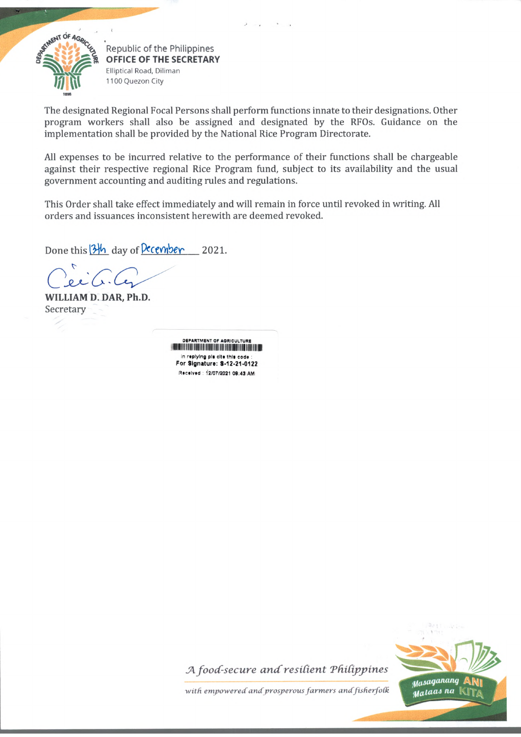The designated Regional Focal Persons shall perform functions innate to their designations. Other program workers shall also be assigned and designated by the RFOs. Guidance on the implementation shall be provided by the National Rice Program Directorate.

All expenses to be incurred relative to the performance of their functions shall be chargeable against their respective regional Rice Program fund, subject to its availability and the usual government accounting and auditing rules and regulations.

This Order shall take effect immediately and will remain in force until revoked in writing. All orders and issuances inconsistent herewith are deemed revoked.

Done this 13th day of December 2021.

**WILLIAM D. DAR, Ph.D.**
Secretary

DEPARTMENT OF AGRICULTURE
In replying pls cite this code :
For Signature: S-12-21-0122
Received : 12/07/2021 08:43 AM